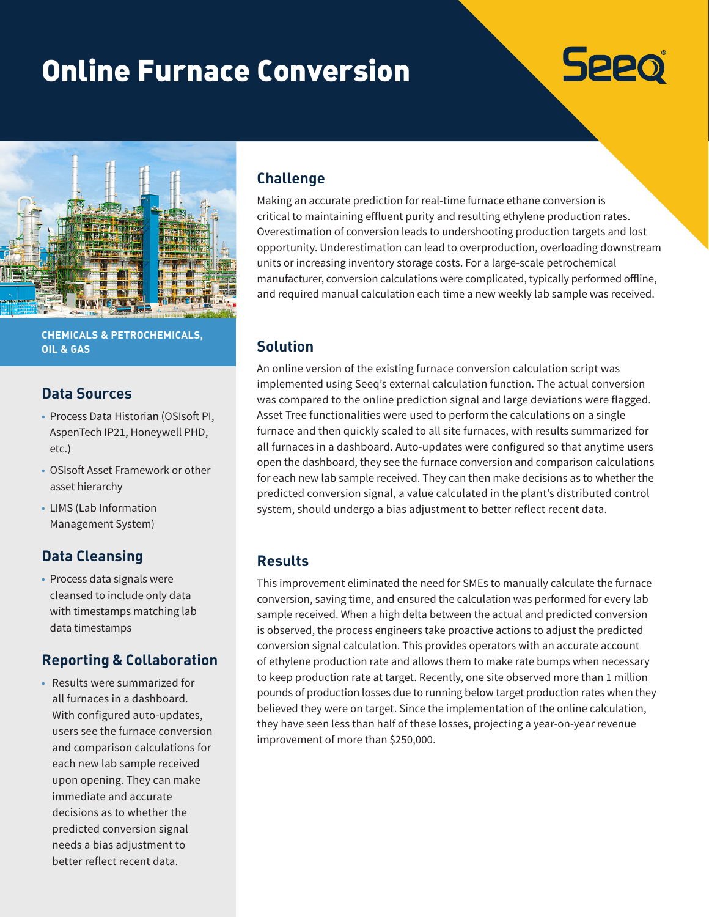# Online Furnace Conversion

Seeq

CHEMICALS & PETROCHEMICALS, OIL & GAS

## Data Sources

- Process Data Historian (OSIsoft PI, AspenTech IP21, Honeywell PHD, etc.)
- OSIsoft Asset Framework or other asset hierarchy
- LIMS (Lab Information Management System)

## Data Cleansing

- Process data signals were cleansed to include only data with timestamps matching lab data timestamps

## Reporting & Collaboration

- Results were summarized for all furnaces in a dashboard. With configured auto-updates, users see the furnace conversion and comparison calculations for each new lab sample received upon opening. They can make immediate and accurate decisions as to whether the predicted conversion signal needs a bias adjustment to better reflect recent data.

## Challenge

Making an accurate prediction for real-time furnace ethane conversion is critical to maintaining effluent purity and resulting ethylene production rates. Overestimation of conversion leads to undershooting production targets and lost opportunity. Underestimation can lead to overproduction, overloading downstream units or increasing inventory storage costs. For a large-scale petrochemical manufacturer, conversion calculations were complicated, typically performed offline, and required manual calculation each time a new weekly lab sample was received.

## Solution

An online version of the existing furnace conversion calculation script was implemented using Seeq's external calculation function. The actual conversion was compared to the online prediction signal and large deviations were flagged. Asset Tree functionalities were used to perform the calculations on a single furnace and then quickly scaled to all site furnaces, with results summarized for all furnaces in a dashboard. Auto-updates were configured so that anytime users open the dashboard, they see the furnace conversion and comparison calculations for each new lab sample received. They can then make decisions as to whether the predicted conversion signal, a value calculated in the plant's distributed control system, should undergo a bias adjustment to better reflect recent data.

## Results

This improvement eliminated the need for SMEs to manually calculate the furnace conversion, saving time, and ensured the calculation was performed for every lab sample received. When a high delta between the actual and predicted conversion is observed, the process engineers take proactive actions to adjust the predicted conversion signal calculation. This provides operators with an accurate account of ethylene production rate and allows them to make rate bumps when necessary to keep production rate at target. Recently, one site observed more than 1 million pounds of production losses due to running below target production rates when they believed they were on target. Since the implementation of the online calculation, they have seen less than half of these losses, projecting a year-on-year revenue improvement of more than $250,000.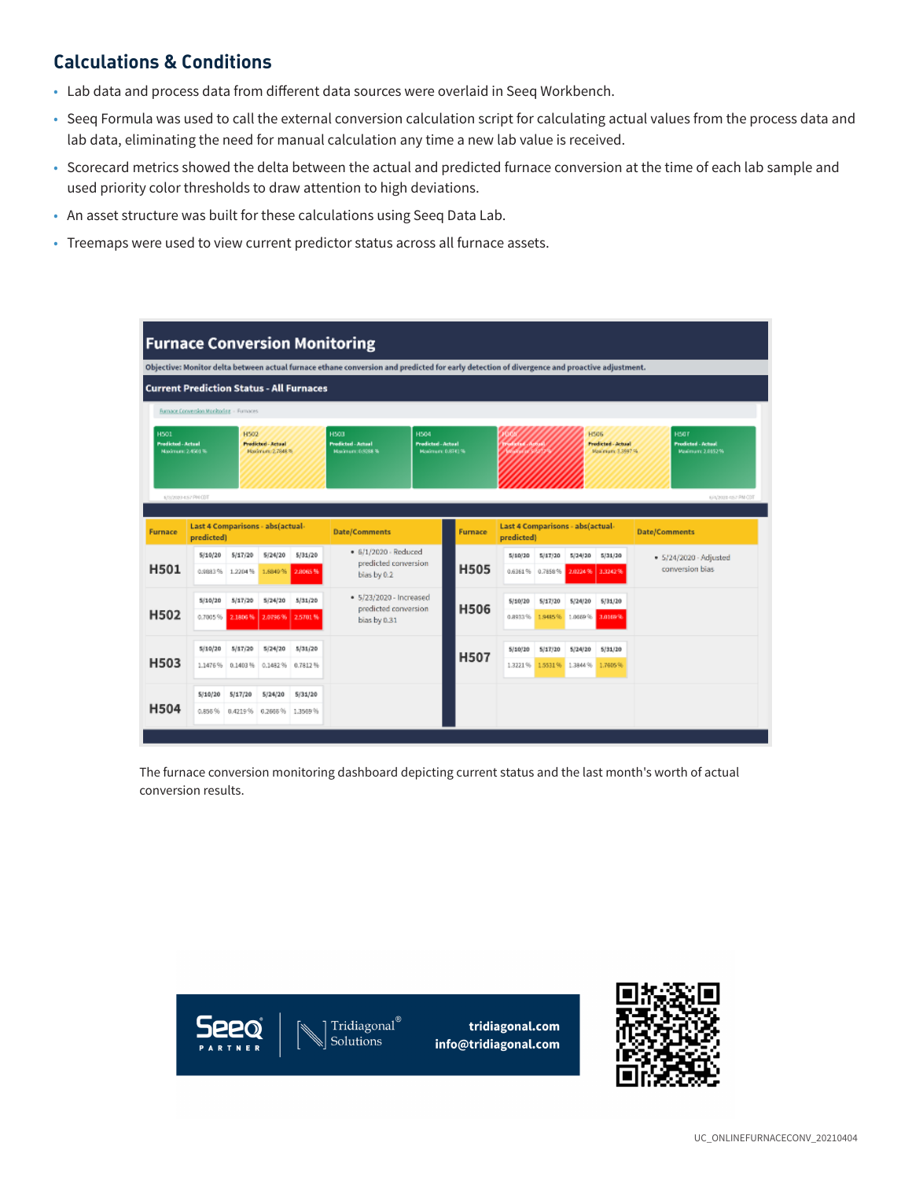## Calculations & Conditions

- Lab data and process data from different data sources were overlaid in Seeq Workbench.
- Seeq Formula was used to call the external conversion calculation script for calculating actual values from the process data and lab data, eliminating the need for manual calculation any time a new lab value is received.
- Scorecard metrics showed the delta between the actual and predicted furnace conversion at the time of each lab sample and used priority color thresholds to draw attention to high deviations.
- An asset structure was built for these calculations using Seeq Data Lab.
- Treemaps were used to view current predictor status across all furnace assets.

**Furnace Conversion Monitoring**

Objective: Monitor delta between actual furnace ethane conversion and predicted for early detection of divergence and proactive adjustment.

**Current Prediction Status - All Furnaces**

H501 Predicted - Actual Maximum: 2.4501 %

H502 Predicted - Actual Maximum: 2.7848 %

H503 Predicted - Actual Maximum: 0.9288 %

H504 Predicted - Actual Maximum: 0.8741 %

H505 Predicted - Actual

H506 Predicted - Actual Maximum: 3.3597 %

H507 Predicted - Actual Maximum: 2.0152 %

| Furnace | Last 4 Comparisons - abs(actual-predicted) | | | | Date/Comments |
|---|---|---|---|---|---|
| | 5/10/20 | 5/17/20 | 5/24/20 | 5/31/20 | |
| H501 | 0.0883 % | 1.2204 % | 1.5849 % | 2.0065 % | 6/1/2020 - Reduced predicted conversion bias by 0.2 |
| H502 | 0.7005 % | 2.1806 % | 2.0796 % | 2.5701 % | 5/23/2020 - Increased predicted conversion bias by 0.31 |
| H503 | 1.1476 % | 0.1403 % | 0.1482 % | 0.7812 % | |
| H504 | 0.856 % | 0.4219 % | 0.2666 % | 1.3569 % | |
| H505 | 0.6361 % | 0.7858 % | 2.0224 % | 3.3242 % | 5/24/2020 - Adjusted conversion bias |
| H506 | 0.8933 % | 1.9485 % | 1.0669 % | 3.0169 % | |
| H507 | 1.3221 % | 1.5531 % | 1.3844 % | 1.7605 % | |

The furnace conversion monitoring dashboard depicting current status and the last month's worth of actual conversion results.

Seeq PARTNER | Tridiagonal® Solutions

tridiagonal.com

info@tridiagonal.com

UC_ONLINEFURNACECONV_20210404